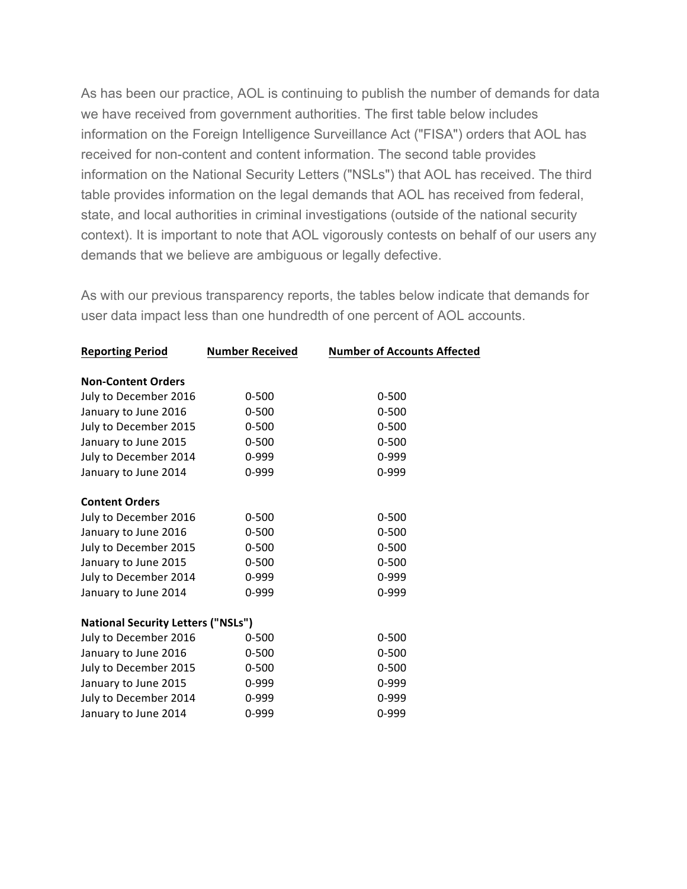As has been our practice, AOL is continuing to publish the number of demands for data we have received from government authorities. The first table below includes information on the Foreign Intelligence Surveillance Act ("FISA") orders that AOL has received for non-content and content information. The second table provides information on the National Security Letters ("NSLs") that AOL has received. The third table provides information on the legal demands that AOL has received from federal, state, and local authorities in criminal investigations (outside of the national security context). It is important to note that AOL vigorously contests on behalf of our users any demands that we believe are ambiguous or legally defective.

As with our previous transparency reports, the tables below indicate that demands for user data impact less than one hundredth of one percent of AOL accounts.

| Reporting Period | Number Received | Number of Accounts Affected |
|---|---|---|
| **Non-Content Orders** | | |
| July to December 2016 | 0-500 | 0-500 |
| January to June 2016 | 0-500 | 0-500 |
| July to December 2015 | 0-500 | 0-500 |
| January to June 2015 | 0-500 | 0-500 |
| July to December 2014 | 0-999 | 0-999 |
| January to June 2014 | 0-999 | 0-999 |
| **Content Orders** | | |
| July to December 2016 | 0-500 | 0-500 |
| January to June 2016 | 0-500 | 0-500 |
| July to December 2015 | 0-500 | 0-500 |
| January to June 2015 | 0-500 | 0-500 |
| July to December 2014 | 0-999 | 0-999 |
| January to June 2014 | 0-999 | 0-999 |
| **National Security Letters ("NSLs")** | | |
| July to December 2016 | 0-500 | 0-500 |
| January to June 2016 | 0-500 | 0-500 |
| July to December 2015 | 0-500 | 0-500 |
| January to June 2015 | 0-999 | 0-999 |
| July to December 2014 | 0-999 | 0-999 |
| January to June 2014 | 0-999 | 0-999 |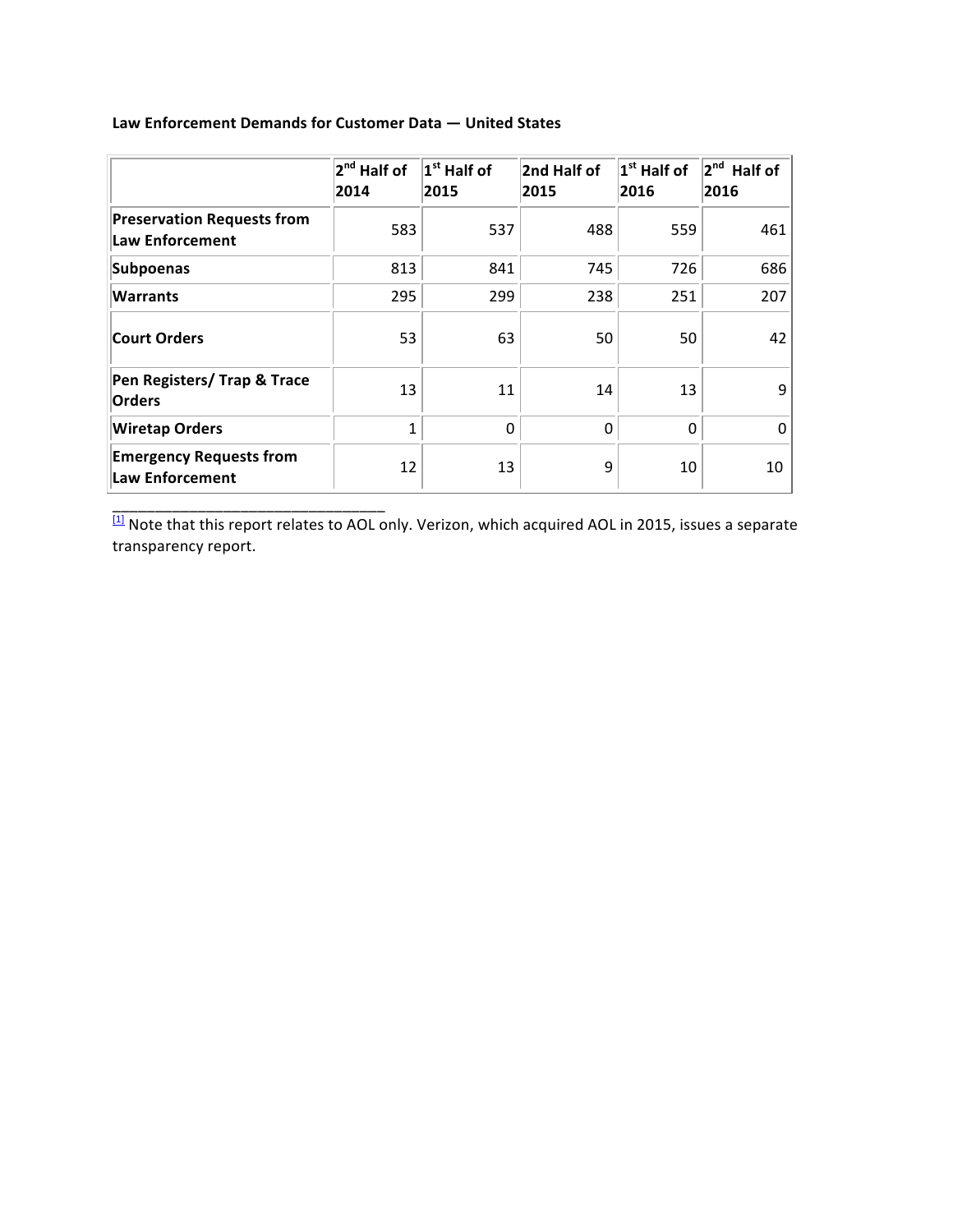**Law Enforcement Demands for Customer Data — United States**

| | 2nd Half of 2014 | 1st Half of 2015 | 2nd Half of 2015 | 1st Half of 2016 | 2nd Half of 2016 |
|---|---|---|---|---|---|
| **Preservation Requests from Law Enforcement** | 583 | 537 | 488 | 559 | 461 |
| **Subpoenas** | 813 | 841 | 745 | 726 | 686 |
| **Warrants** | 295 | 299 | 238 | 251 | 207 |
| **Court Orders** | 53 | 63 | 50 | 50 | 42 |
| **Pen Registers/ Trap & Trace Orders** | 13 | 11 | 14 | 13 | 9 |
| **Wiretap Orders** | 1 | 0 | 0 | 0 | 0 |
| **Emergency Requests from Law Enforcement** | 12 | 13 | 9 | 10 | 10 |

---

[1] Note that this report relates to AOL only. Verizon, which acquired AOL in 2015, issues a separate transparency report.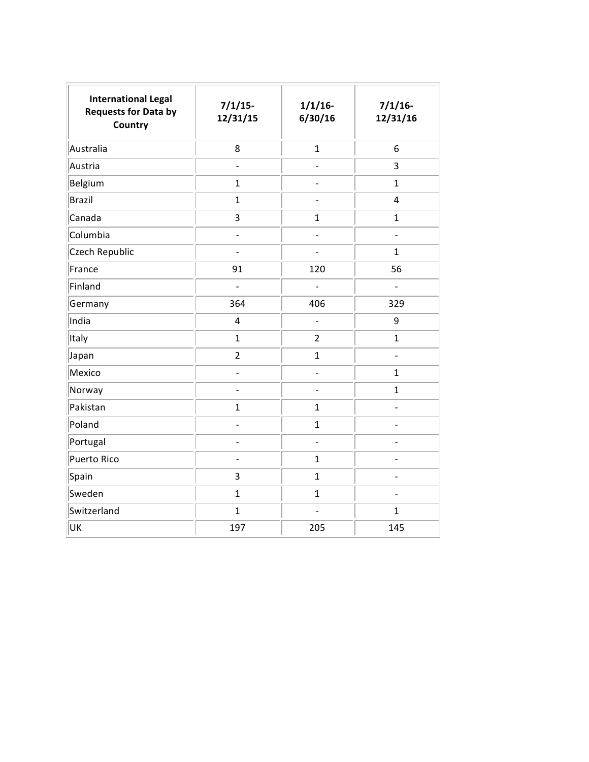| International Legal Requests for Data by Country | 7/1/15-12/31/15 | 1/1/16-6/30/16 | 7/1/16-12/31/16 |
|---|---|---|---|
| Australia | 8 | 1 | 6 |
| Austria | - | - | 3 |
| Belgium | 1 | - | 1 |
| Brazil | 1 | - | 4 |
| Canada | 3 | 1 | 1 |
| Columbia | - | - | - |
| Czech Republic | - | - | 1 |
| France | 91 | 120 | 56 |
| Finland | - | - | - |
| Germany | 364 | 406 | 329 |
| India | 4 | - | 9 |
| Italy | 1 | 2 | 1 |
| Japan | 2 | 1 | - |
| Mexico | - | - | 1 |
| Norway | - | - | 1 |
| Pakistan | 1 | 1 | - |
| Poland | - | 1 | - |
| Portugal | - | - | - |
| Puerto Rico | - | 1 | - |
| Spain | 3 | 1 | - |
| Sweden | 1 | 1 | - |
| Switzerland | 1 | - | 1 |
| UK | 197 | 205 | 145 |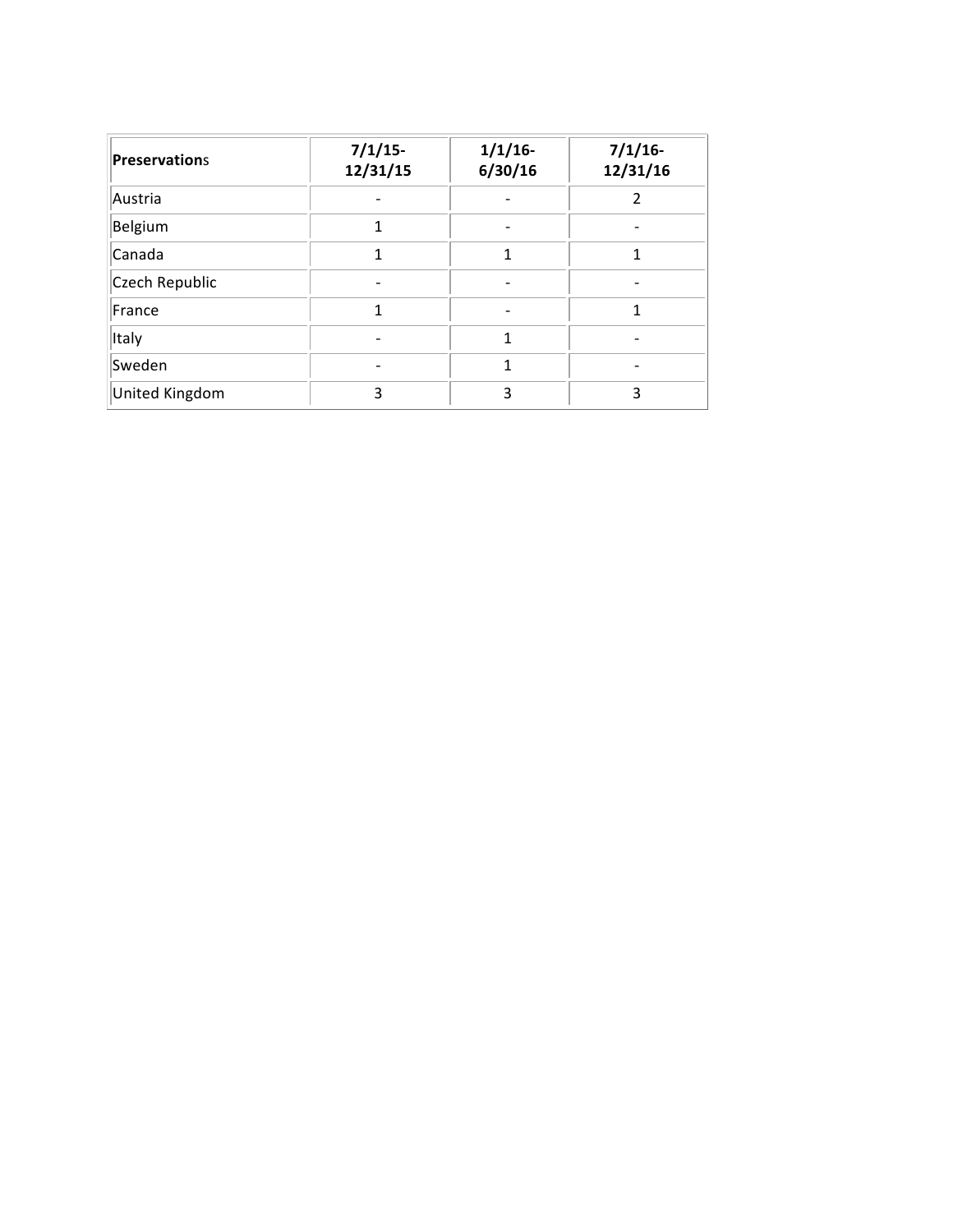| **Preservations** | **7/1/15-12/31/15** | **1/1/16-6/30/16** | **7/1/16-12/31/16** |
| --- | --- | --- | --- |
| Austria | - | - | 2 |
| Belgium | 1 | - | - |
| Canada | 1 | 1 | 1 |
| Czech Republic | - | - | - |
| France | 1 | - | 1 |
| Italy | - | 1 | - |
| Sweden | - | 1 | - |
| United Kingdom | 3 | 3 | 3 |